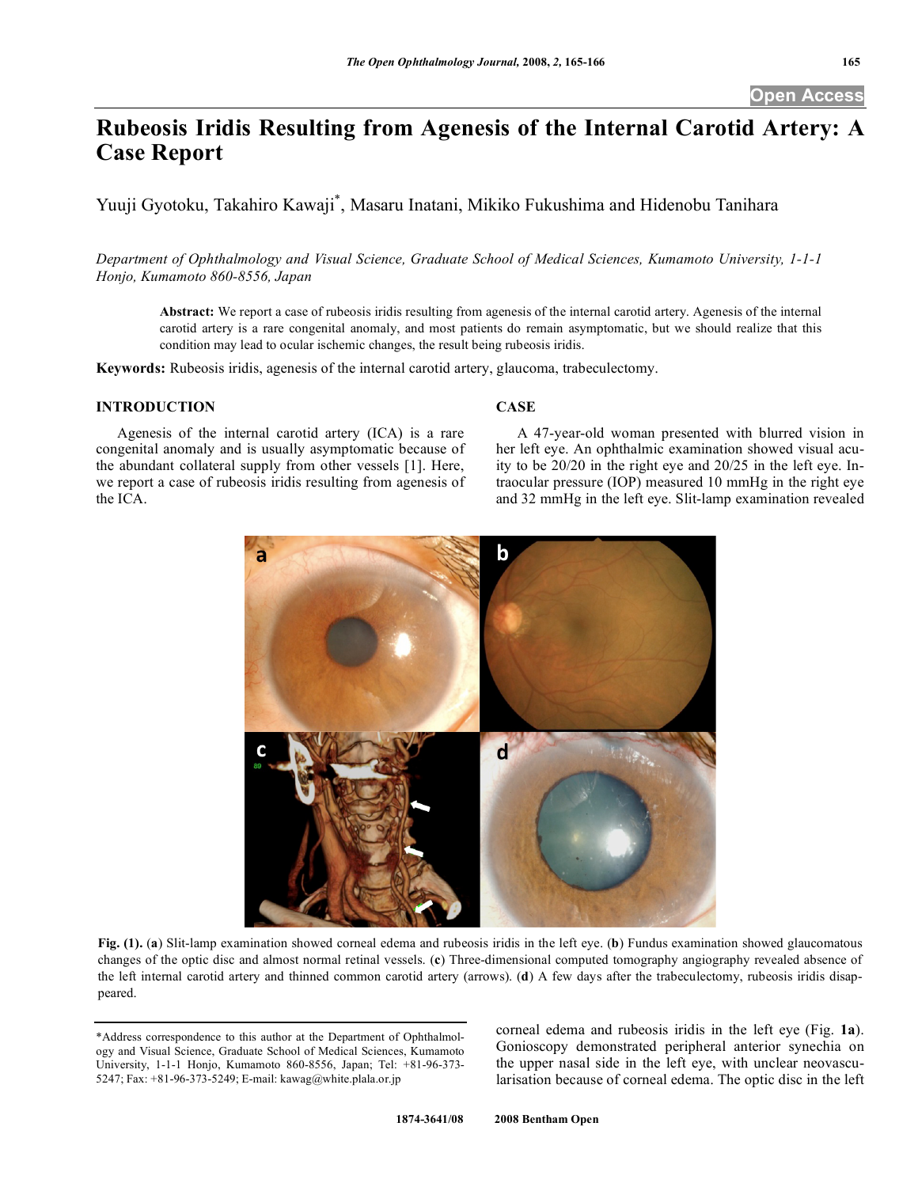# Rubeosis Iridis Resulting from Agenesis of the Internal Carotid Artery: A Case Report

Yuuji Gyotoku, Takahiro Kawaji*, Masaru Inatani, Mikiko Fukushima and Hidenobu Tanihara

*Department of Ophthalmology and Visual Science, Graduate School of Medical Sciences, Kumamoto University, 1-1-1 Honjo, Kumamoto 860-8556, Japan*

**Abstract:** We report a case of rubeosis iridis resulting from agenesis of the internal carotid artery. Agenesis of the internal carotid artery is a rare congenital anomaly, and most patients do remain asymptomatic, but we should realize that this condition may lead to ocular ischemic changes, the result being rubeosis iridis.

**Keywords:** Rubeosis iridis, agenesis of the internal carotid artery, glaucoma, trabeculectomy.

## INTRODUCTION

Agenesis of the internal carotid artery (ICA) is a rare congenital anomaly and is usually asymptomatic because of the abundant collateral supply from other vessels [1]. Here, we report a case of rubeosis iridis resulting from agenesis of the ICA.

## CASE

A 47-year-old woman presented with blurred vision in her left eye. An ophthalmic examination showed visual acuity to be 20/20 in the right eye and 20/25 in the left eye. Intraocular pressure (IOP) measured 10 mmHg in the right eye and 32 mmHg in the left eye. Slit-lamp examination revealed corneal edema and rubeosis iridis in the left eye (Fig. **1a**). Gonioscopy demonstrated peripheral anterior synechia on the upper nasal side in the left eye, with unclear neovascularisation because of corneal edema. The optic disc in the left

**Fig. (1).** (**a**) Slit-lamp examination showed corneal edema and rubeosis iridis in the left eye. (**b**) Fundus examination showed glaucomatous changes of the optic disc and almost normal retinal vessels. (**c**) Three-dimensional computed tomography angiography revealed absence of the left internal carotid artery and thinned common carotid artery (arrows). (**d**) A few days after the trabeculectomy, rubeosis iridis disappeared.

*Address correspondence to this author at the Department of Ophthalmology and Visual Science, Graduate School of Medical Sciences, Kumamoto University, 1-1-1 Honjo, Kumamoto 860-8556, Japan; Tel: +81-96-373-5247; Fax: +81-96-373-5249; E-mail: kawag@white.plala.or.jp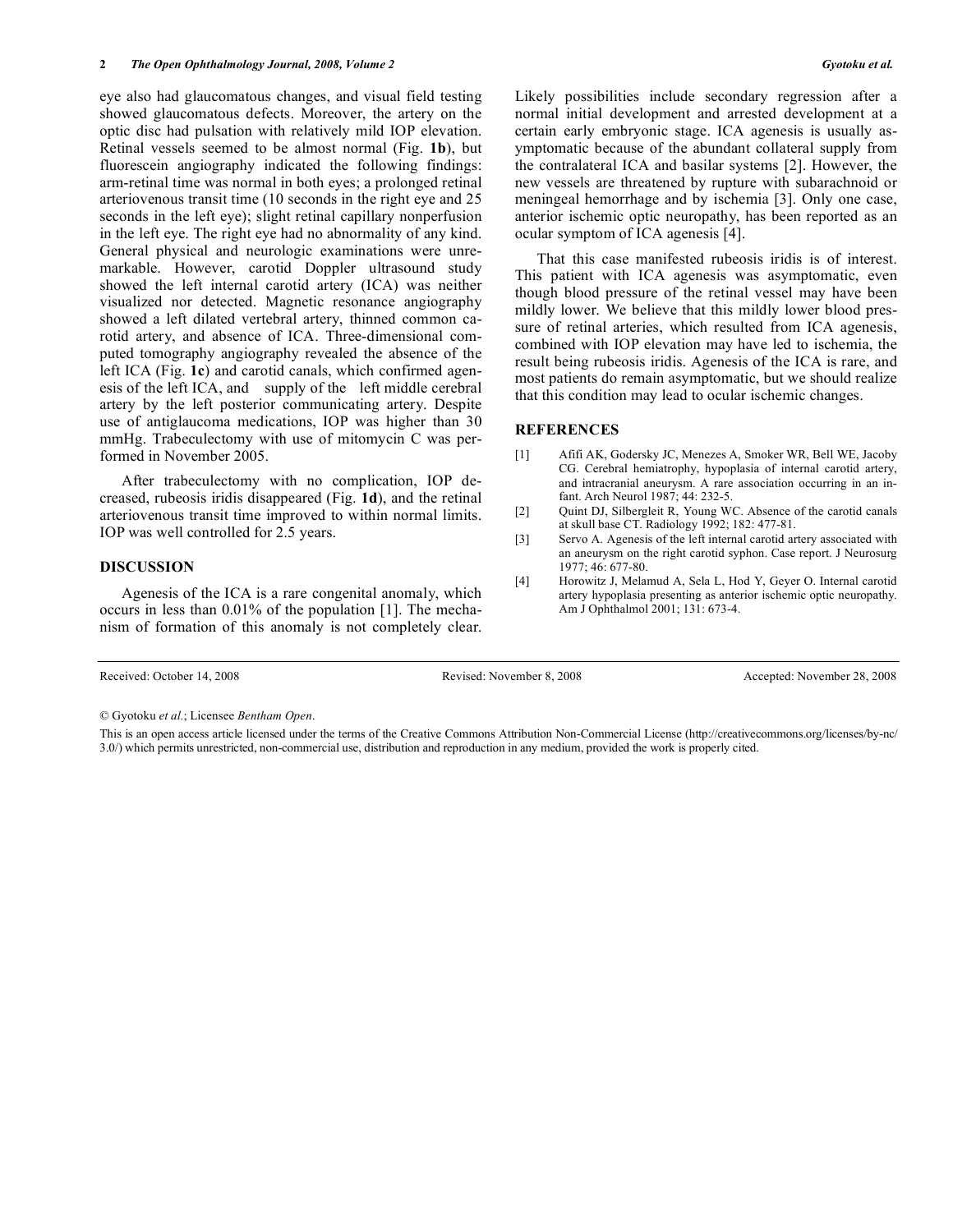eye also had glaucomatous changes, and visual field testing showed glaucomatous defects. Moreover, the artery on the optic disc had pulsation with relatively mild IOP elevation. Retinal vessels seemed to be almost normal (Fig. **1b**), but fluorescein angiography indicated the following findings: arm-retinal time was normal in both eyes; a prolonged retinal arteriovenous transit time (10 seconds in the right eye and 25 seconds in the left eye); slight retinal capillary nonperfusion in the left eye. The right eye had no abnormality of any kind. General physical and neurologic examinations were unremarkable. However, carotid Doppler ultrasound study showed the left internal carotid artery (ICA) was neither visualized nor detected. Magnetic resonance angiography showed a left dilated vertebral artery, thinned common carotid artery, and absence of ICA. Three-dimensional computed tomography angiography revealed the absence of the left ICA (Fig. **1c**) and carotid canals, which confirmed agenesis of the left ICA, and supply of the left middle cerebral artery by the left posterior communicating artery. Despite use of antiglaucoma medications, IOP was higher than 30 mmHg. Trabeculectomy with use of mitomycin C was performed in November 2005.

After trabeculectomy with no complication, IOP decreased, rubeosis iridis disappeared (Fig. **1d**), and the retinal arteriovenous transit time improved to within normal limits. IOP was well controlled for 2.5 years.

## DISCUSSION

Agenesis of the ICA is a rare congenital anomaly, which occurs in less than 0.01% of the population [1]. The mechanism of formation of this anomaly is not completely clear. Likely possibilities include secondary regression after a normal initial development and arrested development at a certain early embryonic stage. ICA agenesis is usually asymptomatic because of the abundant collateral supply from the contralateral ICA and basilar systems [2]. However, the new vessels are threatened by rupture with subarachnoid or meningeal hemorrhage and by ischemia [3]. Only one case, anterior ischemic optic neuropathy, has been reported as an ocular symptom of ICA agenesis [4].

That this case manifested rubeosis iridis is of interest. This patient with ICA agenesis was asymptomatic, even though blood pressure of the retinal vessel may have been mildly lower. We believe that this mildly lower blood pressure of retinal arteries, which resulted from ICA agenesis, combined with IOP elevation may have led to ischemia, the result being rubeosis iridis. Agenesis of the ICA is rare, and most patients do remain asymptomatic, but we should realize that this condition may lead to ocular ischemic changes.

## REFERENCES

[1] Afifi AK, Godersky JC, Menezes A, Smoker WR, Bell WE, Jacoby CG. Cerebral hemiatrophy, hypoplasia of internal carotid artery, and intracranial aneurysm. A rare association occurring in an infant. Arch Neurol 1987; 44: 232-5.

[2] Quint DJ, Silbergleit R, Young WC. Absence of the carotid canals at skull base CT. Radiology 1992; 182: 477-81.

[3] Servo A. Agenesis of the left internal carotid artery associated with an aneurysm on the right carotid syphon. Case report. J Neurosurg 1977; 46: 677-80.

[4] Horowitz J, Melamud A, Sela L, Hod Y, Geyer O. Internal carotid artery hypoplasia presenting as anterior ischemic optic neuropathy. Am J Ophthalmol 2001; 131: 673-4.

Received: October 14, 2008 Revised: November 8, 2008 Accepted: November 28, 2008

© Gyotoku *et al.*; Licensee *Bentham Open*.

This is an open access article licensed under the terms of the Creative Commons Attribution Non-Commercial License (http://creativecommons.org/licenses/by-nc/3.0/) which permits unrestricted, non-commercial use, distribution and reproduction in any medium, provided the work is properly cited.